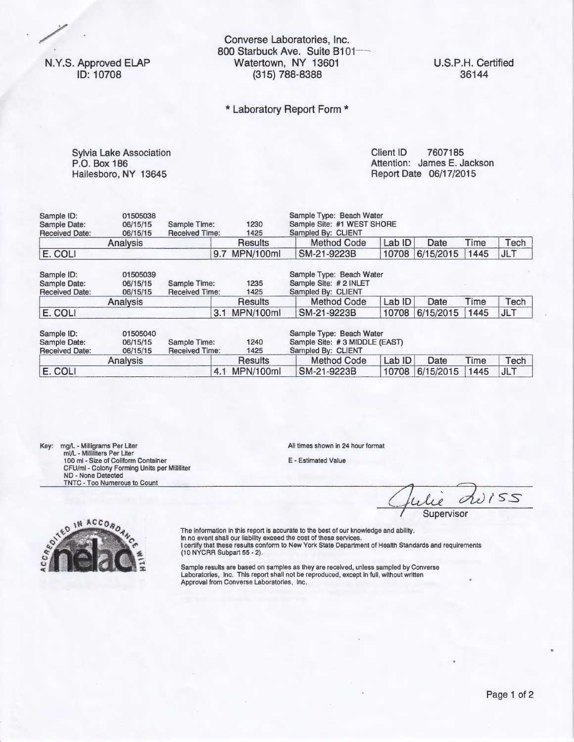N.Y.S. Approved ELAP
ID: 10708

Converse Laboratories, Inc.
800 Starbuck Ave. Suite B101
Watertown, NY 13601
(315) 788-8388

U.S.P.H. Certified
36144

## * Laboratory Report Form *

Sylvia Lake Association
P.O. Box 186
Hailesboro, NY 13645

Client ID 7607185
Attention: James E. Jackson
Report Date 06/17/2015

Sample ID: 01505038
Sample Date: 06/15/15 Sample Time: 1230
Received Date: 06/15/15 Received Time: 1425
Sample Type: Beach Water
Sample Site: #1 WEST SHORE
Sampled By: CLIENT

| Analysis | Results | Method Code | Lab ID | Date | Time | Tech |
|---|---|---|---|---|---|---|
| E. COLI | 9.7 MPN/100ml | SM-21-9223B | 10708 | 6/15/2015 | 1445 | JLT |

Sample ID: 01505039
Sample Date: 06/15/15 Sample Time: 1235
Received Date: 06/15/15 Received Time: 1425
Sample Type: Beach Water
Sample Site: # 2 INLET
Sampled By: CLIENT

| Analysis | Results | Method Code | Lab ID | Date | Time | Tech |
|---|---|---|---|---|---|---|
| E. COLI | 3.1 MPN/100ml | SM-21-9223B | 10708 | 6/15/2015 | 1445 | JLT |

Sample ID: 01505040
Sample Date: 06/15/15 Sample Time: 1240
Received Date: 06/15/15 Received Time: 1425
Sample Type: Beach Water
Sample Site: # 3 MIDDLE (EAST)
Sampled By: CLIENT

| Analysis | Results | Method Code | Lab ID | Date | Time | Tech |
|---|---|---|---|---|---|---|
| E. COLI | 4.1 MPN/100ml | SM-21-9223B | 10708 | 6/15/2015 | 1445 | JLT |

Key: mg/L - Milligrams Per Liter
ml/L - Milliliters Per Liter
100 ml - Size of Coliform Container
CFU/ml - Colony Forming Units per Milliliter
ND - None Detected
TNTC - Too Numerous to Count

All times shown in 24 hour format

E - Estimated Value

Julie Zwiss
Supervisor

The information in this report is accurate to the best of our knowledge and ability.
In no event shall our liability exceed the cost of these services.
I certify that these results conform to New York State Department of Health Standards and requirements (10 NYCRR Subpart 55 - 2).

Sample results are based on samples as they are received, unless sampled by Converse Laboratories, Inc. This report shall not be reproduced, except in full, without written Approval from Converse Laboratories, Inc.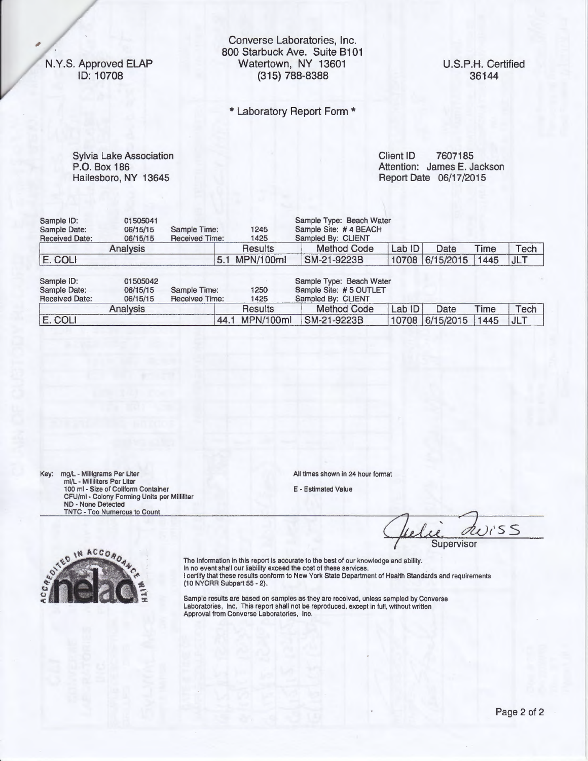N.Y.S. Approved ELAP
ID: 10708

Converse Laboratories, Inc.
800 Starbuck Ave. Suite B101
Watertown, NY 13601
(315) 788-8388

U.S.P.H. Certified
36144

# * Laboratory Report Form *

Sylvia Lake Association
P.O. Box 186
Hailesboro, NY 13645

Client ID 7607185
Attention: James E. Jackson
Report Date 06/17/2015

Sample ID: 01505041
Sample Date: 06/15/15 Sample Time: 1245
Received Date: 06/15/15 Received Time: 1425
Sample Type: Beach Water
Sample Site: # 4 BEACH
Sampled By: CLIENT

| Analysis | Results | Method Code | Lab ID | Date | Time | Tech |
|---|---|---|---|---|---|---|
| E. COLI | 5.1 MPN/100ml | SM-21-9223B | 10708 | 6/15/2015 | 1445 | JLT |

Sample ID: 01505042
Sample Date: 06/15/15 Sample Time: 1250
Received Date: 06/15/15 Received Time: 1425
Sample Type: Beach Water
Sample Site: # 5 OUTLET
Sampled By: CLIENT

| Analysis | Results | Method Code | Lab ID | Date | Time | Tech |
|---|---|---|---|---|---|---|
| E. COLI | 44.1 MPN/100ml | SM-21-9223B | 10708 | 6/15/2015 | 1445 | JLT |

Key: mg/L - Milligrams Per Liter
ml/L - Milliliters Per Liter
100 ml - Size of Coliform Container
CFU/ml - Colony Forming Units per Milliliter
ND - None Detected
TNTC - Too Numerous to Count

All times shown in 24 hour format

E - Estimated Value

Julie Weiss
Supervisor

The information in this report is accurate to the best of our knowledge and ability.
In no event shall our liability exceed the cost of these services.
I certify that these results conform to New York State Department of Health Standards and requirements (10 NYCRR Subpart 55 - 2).

Sample results are based on samples as they are received, unless sampled by Converse Laboratories, Inc. This report shall not be reproduced, except in full, without written Approval from Converse Laboratories, Inc.